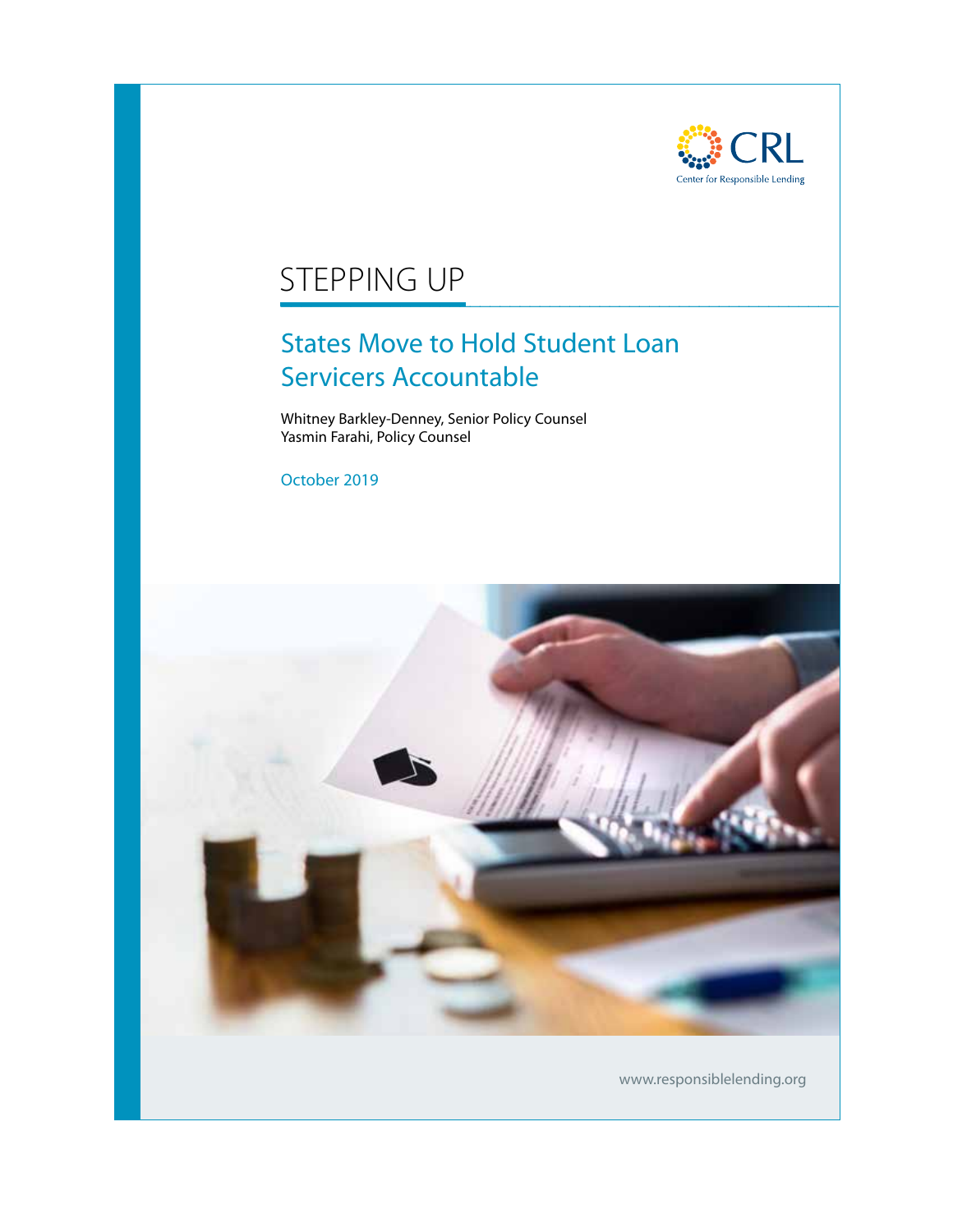CRL

Center for Responsible Lending

# STEPPING UP

## States Move to Hold Student Loan Servicers Accountable

Whitney Barkley-Denney, Senior Policy Counsel
Yasmin Farahi, Policy Counsel

October 2019

www.responsiblelending.org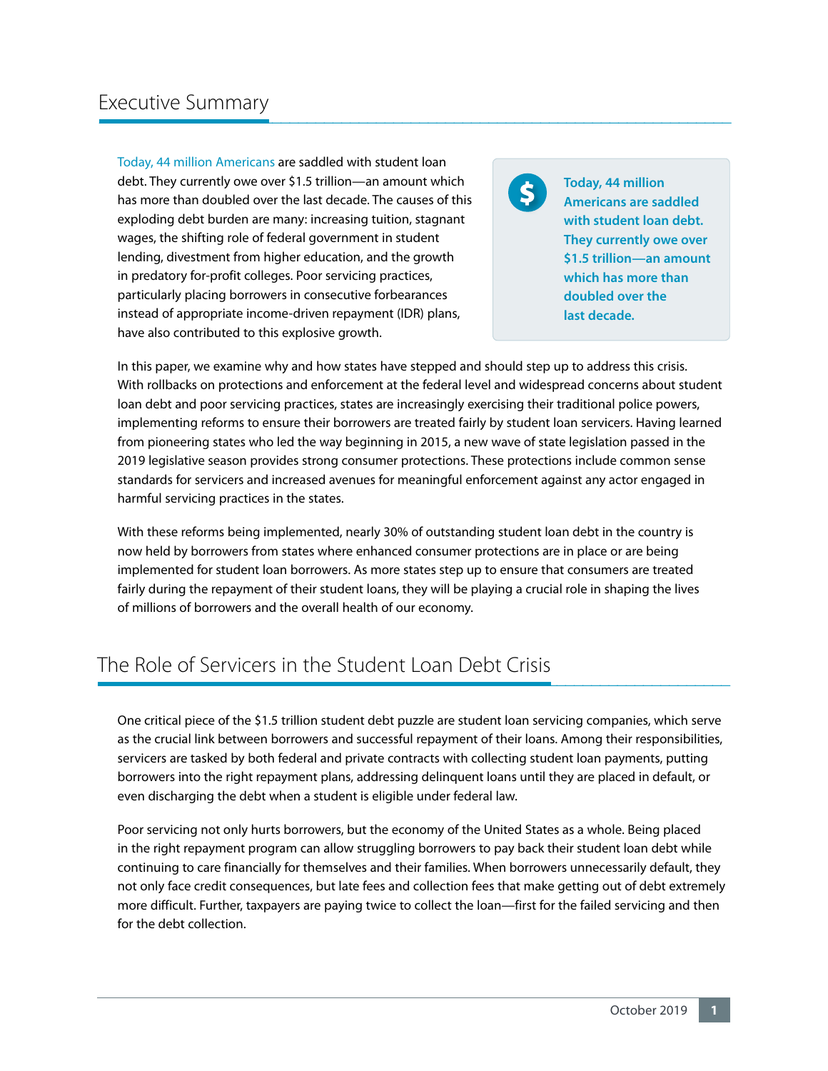## Executive Summary

Today, 44 million Americans are saddled with student loan debt. They currently owe over $1.5 trillion—an amount which has more than doubled over the last decade. The causes of this exploding debt burden are many: increasing tuition, stagnant wages, the shifting role of federal government in student lending, divestment from higher education, and the growth in predatory for-profit colleges. Poor servicing practices, particularly placing borrowers in consecutive forbearances instead of appropriate income-driven repayment (IDR) plans, have also contributed to this explosive growth.

> **Today, 44 million Americans are saddled with student loan debt. They currently owe over $1.5 trillion—an amount which has more than doubled over the last decade.**

In this paper, we examine why and how states have stepped and should step up to address this crisis. With rollbacks on protections and enforcement at the federal level and widespread concerns about student loan debt and poor servicing practices, states are increasingly exercising their traditional police powers, implementing reforms to ensure their borrowers are treated fairly by student loan servicers. Having learned from pioneering states who led the way beginning in 2015, a new wave of state legislation passed in the 2019 legislative season provides strong consumer protections. These protections include common sense standards for servicers and increased avenues for meaningful enforcement against any actor engaged in harmful servicing practices in the states.

With these reforms being implemented, nearly 30% of outstanding student loan debt in the country is now held by borrowers from states where enhanced consumer protections are in place or are being implemented for student loan borrowers. As more states step up to ensure that consumers are treated fairly during the repayment of their student loans, they will be playing a crucial role in shaping the lives of millions of borrowers and the overall health of our economy.

## The Role of Servicers in the Student Loan Debt Crisis

One critical piece of the $1.5 trillion student debt puzzle are student loan servicing companies, which serve as the crucial link between borrowers and successful repayment of their loans. Among their responsibilities, servicers are tasked by both federal and private contracts with collecting student loan payments, putting borrowers into the right repayment plans, addressing delinquent loans until they are placed in default, or even discharging the debt when a student is eligible under federal law.

Poor servicing not only hurts borrowers, but the economy of the United States as a whole. Being placed in the right repayment program can allow struggling borrowers to pay back their student loan debt while continuing to care financially for themselves and their families. When borrowers unnecessarily default, they not only face credit consequences, but late fees and collection fees that make getting out of debt extremely more difficult. Further, taxpayers are paying twice to collect the loan—first for the failed servicing and then for the debt collection.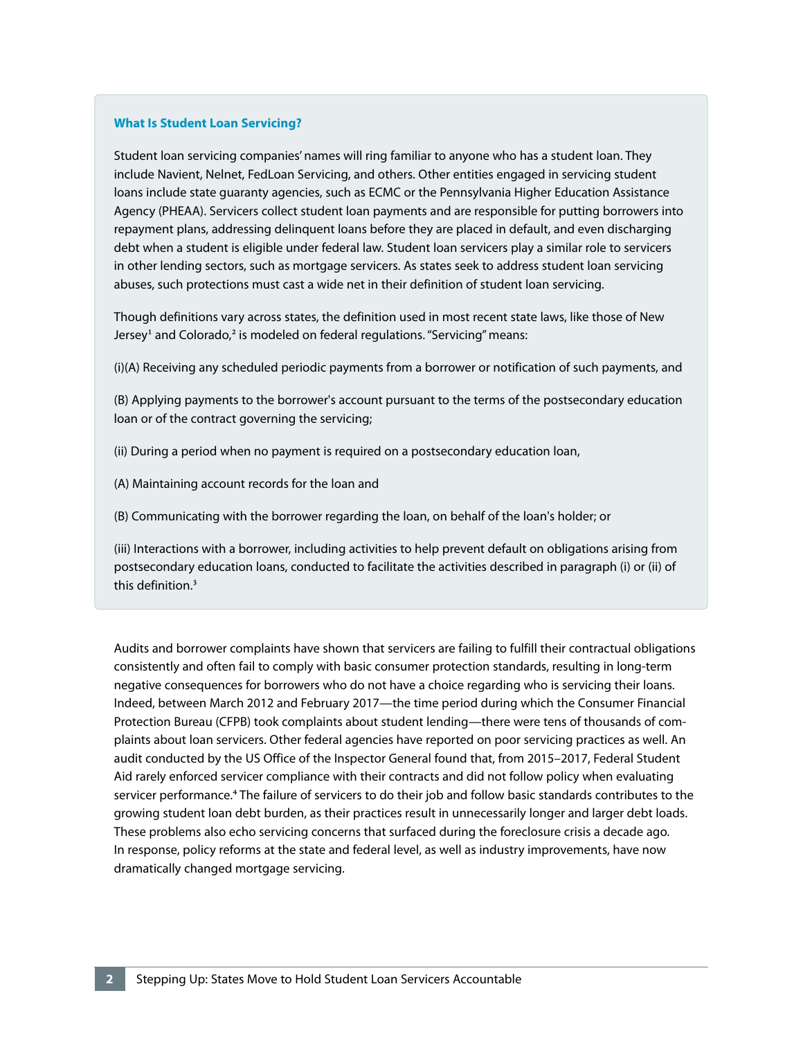### What Is Student Loan Servicing?

Student loan servicing companies' names will ring familiar to anyone who has a student loan. They include Navient, Nelnet, FedLoan Servicing, and others. Other entities engaged in servicing student loans include state guaranty agencies, such as ECMC or the Pennsylvania Higher Education Assistance Agency (PHEAA). Servicers collect student loan payments and are responsible for putting borrowers into repayment plans, addressing delinquent loans before they are placed in default, and even discharging debt when a student is eligible under federal law. Student loan servicers play a similar role to servicers in other lending sectors, such as mortgage servicers. As states seek to address student loan servicing abuses, such protections must cast a wide net in their definition of student loan servicing.

Though definitions vary across states, the definition used in most recent state laws, like those of New Jersey[1] and Colorado,[2] is modeled on federal regulations. "Servicing" means:

(i)(A) Receiving any scheduled periodic payments from a borrower or notification of such payments, and

(B) Applying payments to the borrower's account pursuant to the terms of the postsecondary education loan or of the contract governing the servicing;

(ii) During a period when no payment is required on a postsecondary education loan,

(A) Maintaining account records for the loan and

(B) Communicating with the borrower regarding the loan, on behalf of the loan's holder; or

(iii) Interactions with a borrower, including activities to help prevent default on obligations arising from postsecondary education loans, conducted to facilitate the activities described in paragraph (i) or (ii) of this definition.[3]

Audits and borrower complaints have shown that servicers are failing to fulfill their contractual obligations consistently and often fail to comply with basic consumer protection standards, resulting in long-term negative consequences for borrowers who do not have a choice regarding who is servicing their loans. Indeed, between March 2012 and February 2017—the time period during which the Consumer Financial Protection Bureau (CFPB) took complaints about student lending—there were tens of thousands of complaints about loan servicers. Other federal agencies have reported on poor servicing practices as well. An audit conducted by the US Office of the Inspector General found that, from 2015–2017, Federal Student Aid rarely enforced servicer compliance with their contracts and did not follow policy when evaluating servicer performance.[4] The failure of servicers to do their job and follow basic standards contributes to the growing student loan debt burden, as their practices result in unnecessarily longer and larger debt loads. These problems also echo servicing concerns that surfaced during the foreclosure crisis a decade ago. In response, policy reforms at the state and federal level, as well as industry improvements, have now dramatically changed mortgage servicing.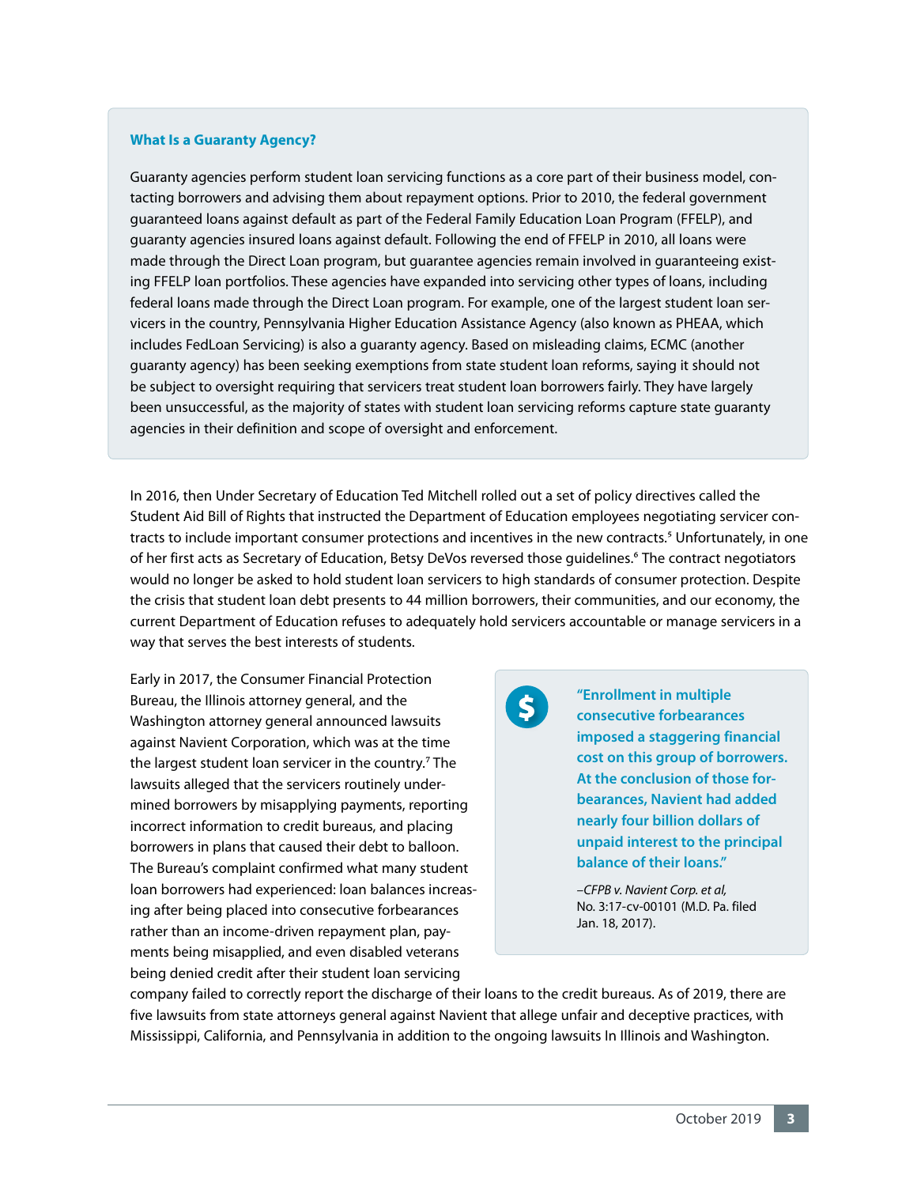### What Is a Guaranty Agency?

Guaranty agencies perform student loan servicing functions as a core part of their business model, contacting borrowers and advising them about repayment options. Prior to 2010, the federal government guaranteed loans against default as part of the Federal Family Education Loan Program (FFELP), and guaranty agencies insured loans against default. Following the end of FFELP in 2010, all loans were made through the Direct Loan program, but guarantee agencies remain involved in guaranteeing existing FFELP loan portfolios. These agencies have expanded into servicing other types of loans, including federal loans made through the Direct Loan program. For example, one of the largest student loan servicers in the country, Pennsylvania Higher Education Assistance Agency (also known as PHEAA, which includes FedLoan Servicing) is also a guaranty agency. Based on misleading claims, ECMC (another guaranty agency) has been seeking exemptions from state student loan reforms, saying it should not be subject to oversight requiring that servicers treat student loan borrowers fairly. They have largely been unsuccessful, as the majority of states with student loan servicing reforms capture state guaranty agencies in their definition and scope of oversight and enforcement.

In 2016, then Under Secretary of Education Ted Mitchell rolled out a set of policy directives called the Student Aid Bill of Rights that instructed the Department of Education employees negotiating servicer contracts to include important consumer protections and incentives in the new contracts.[5] Unfortunately, in one of her first acts as Secretary of Education, Betsy DeVos reversed those guidelines.[6] The contract negotiators would no longer be asked to hold student loan servicers to high standards of consumer protection. Despite the crisis that student loan debt presents to 44 million borrowers, their communities, and our economy, the current Department of Education refuses to adequately hold servicers accountable or manage servicers in a way that serves the best interests of students.

Early in 2017, the Consumer Financial Protection Bureau, the Illinois attorney general, and the Washington attorney general announced lawsuits against Navient Corporation, which was at the time the largest student loan servicer in the country.[7] The lawsuits alleged that the servicers routinely undermined borrowers by misapplying payments, reporting incorrect information to credit bureaus, and placing borrowers in plans that caused their debt to balloon. The Bureau's complaint confirmed what many student loan borrowers had experienced: loan balances increasing after being placed into consecutive forbearances rather than an income-driven repayment plan, payments being misapplied, and even disabled veterans being denied credit after their student loan servicing company failed to correctly report the discharge of their loans to the credit bureaus. As of 2019, there are five lawsuits from state attorneys general against Navient that allege unfair and deceptive practices, with Mississippi, California, and Pennsylvania in addition to the ongoing lawsuits In Illinois and Washington.

> **"Enrollment in multiple consecutive forbearances imposed a staggering financial cost on this group of borrowers. At the conclusion of those forbearances, Navient had added nearly four billion dollars of unpaid interest to the principal balance of their loans."**
>
> –*CFPB v. Navient Corp. et al,* No. 3:17-cv-00101 (M.D. Pa. filed Jan. 18, 2017).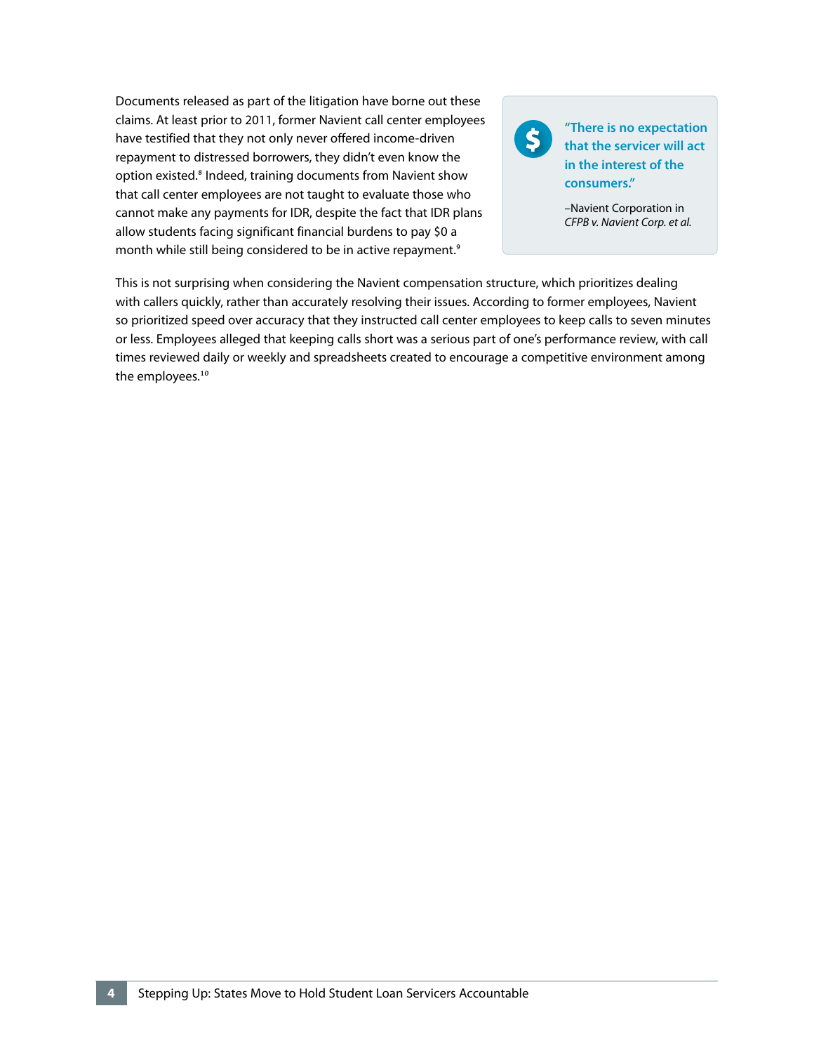Documents released as part of the litigation have borne out these claims. At least prior to 2011, former Navient call center employees have testified that they not only never offered income-driven repayment to distressed borrowers, they didn't even know the option existed.[8] Indeed, training documents from Navient show that call center employees are not taught to evaluate those who cannot make any payments for IDR, despite the fact that IDR plans allow students facing significant financial burdens to pay $0 a month while still being considered to be in active repayment.[9]

> **"There is no expectation that the servicer will act in the interest of the consumers."**
>
> –Navient Corporation in *CFPB v. Navient Corp. et al.*

This is not surprising when considering the Navient compensation structure, which prioritizes dealing with callers quickly, rather than accurately resolving their issues. According to former employees, Navient so prioritized speed over accuracy that they instructed call center employees to keep calls to seven minutes or less. Employees alleged that keeping calls short was a serious part of one's performance review, with call times reviewed daily or weekly and spreadsheets created to encourage a competitive environment among the employees.[10]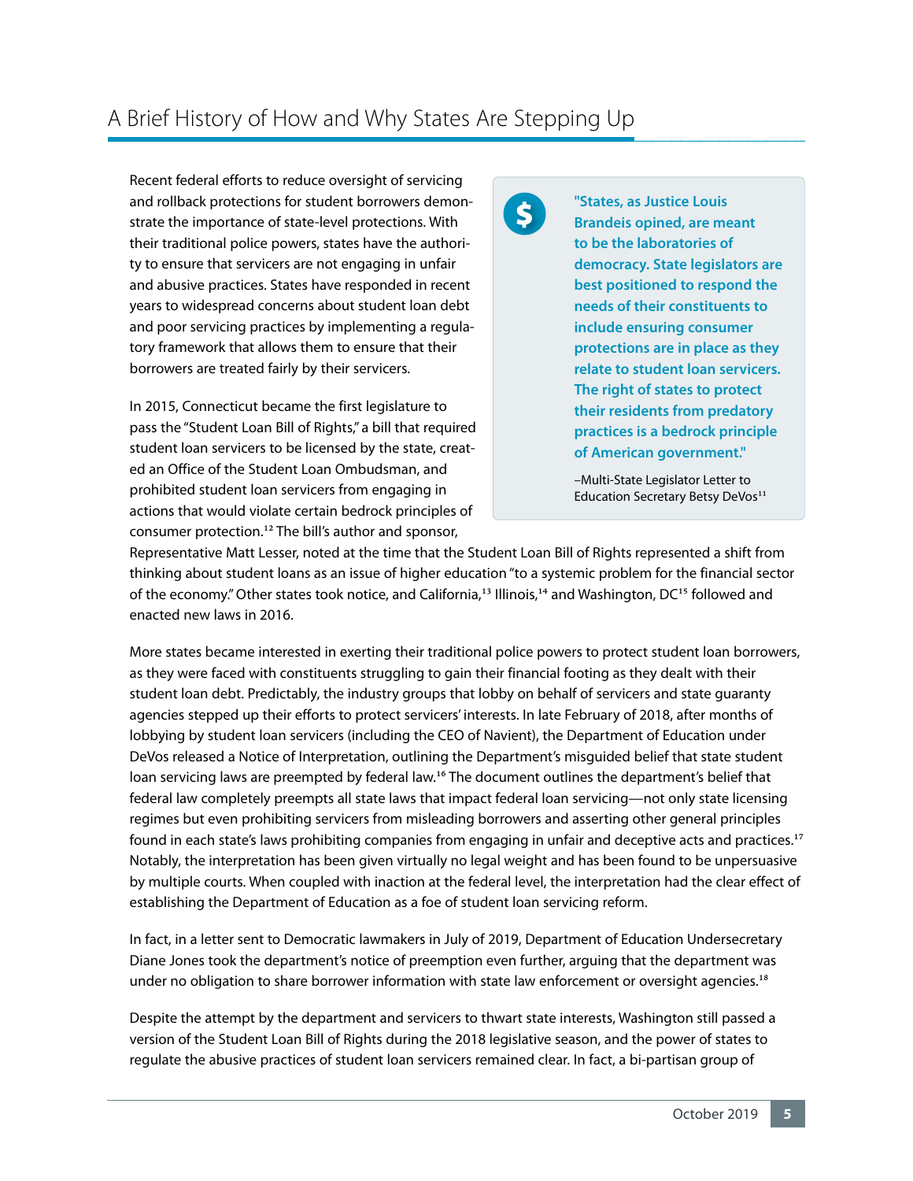## A Brief History of How and Why States Are Stepping Up

Recent federal efforts to reduce oversight of servicing and rollback protections for student borrowers demonstrate the importance of state-level protections. With their traditional police powers, states have the authority to ensure that servicers are not engaging in unfair and abusive practices. States have responded in recent years to widespread concerns about student loan debt and poor servicing practices by implementing a regulatory framework that allows them to ensure that their borrowers are treated fairly by their servicers.

> **"States, as Justice Louis Brandeis opined, are meant to be the laboratories of democracy. State legislators are best positioned to respond the needs of their constituents to include ensuring consumer protections are in place as they relate to student loan servicers. The right of states to protect their residents from predatory practices is a bedrock principle of American government."**
>
> –Multi-State Legislator Letter to Education Secretary Betsy DeVos[11]

In 2015, Connecticut became the first legislature to pass the "Student Loan Bill of Rights," a bill that required student loan servicers to be licensed by the state, created an Office of the Student Loan Ombudsman, and prohibited student loan servicers from engaging in actions that would violate certain bedrock principles of consumer protection.[12] The bill's author and sponsor, Representative Matt Lesser, noted at the time that the Student Loan Bill of Rights represented a shift from thinking about student loans as an issue of higher education "to a systemic problem for the financial sector of the economy." Other states took notice, and California,[13] Illinois,[14] and Washington, DC[15] followed and enacted new laws in 2016.

More states became interested in exerting their traditional police powers to protect student loan borrowers, as they were faced with constituents struggling to gain their financial footing as they dealt with their student loan debt. Predictably, the industry groups that lobby on behalf of servicers and state guaranty agencies stepped up their efforts to protect servicers' interests. In late February of 2018, after months of lobbying by student loan servicers (including the CEO of Navient), the Department of Education under DeVos released a Notice of Interpretation, outlining the Department's misguided belief that state student loan servicing laws are preempted by federal law.[16] The document outlines the department's belief that federal law completely preempts all state laws that impact federal loan servicing—not only state licensing regimes but even prohibiting servicers from misleading borrowers and asserting other general principles found in each state's laws prohibiting companies from engaging in unfair and deceptive acts and practices.[17] Notably, the interpretation has been given virtually no legal weight and has been found to be unpersuasive by multiple courts. When coupled with inaction at the federal level, the interpretation had the clear effect of establishing the Department of Education as a foe of student loan servicing reform.

In fact, in a letter sent to Democratic lawmakers in July of 2019, Department of Education Undersecretary Diane Jones took the department's notice of preemption even further, arguing that the department was under no obligation to share borrower information with state law enforcement or oversight agencies.[18]

Despite the attempt by the department and servicers to thwart state interests, Washington still passed a version of the Student Loan Bill of Rights during the 2018 legislative season, and the power of states to regulate the abusive practices of student loan servicers remained clear. In fact, a bi-partisan group of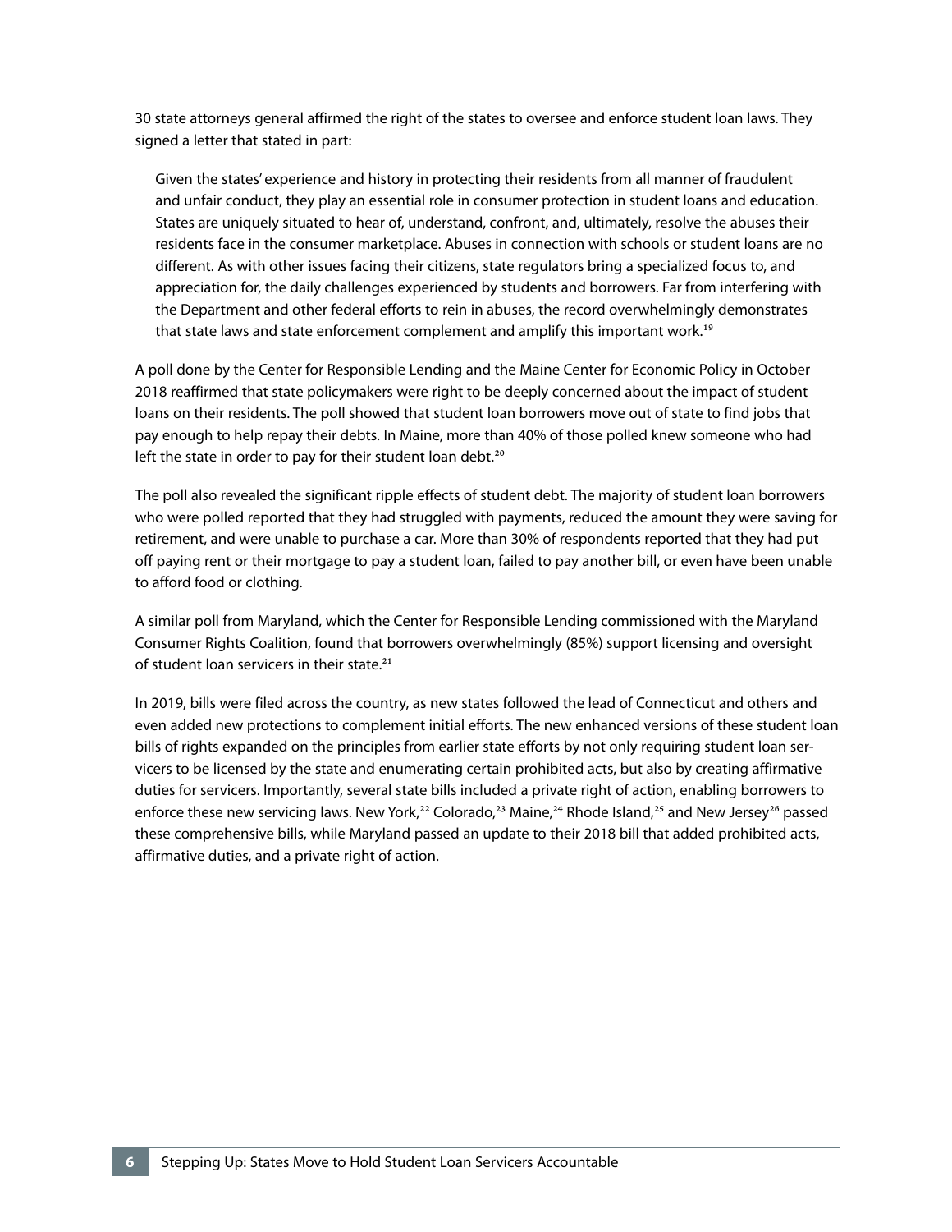30 state attorneys general affirmed the right of the states to oversee and enforce student loan laws. They signed a letter that stated in part:

> Given the states' experience and history in protecting their residents from all manner of fraudulent and unfair conduct, they play an essential role in consumer protection in student loans and education. States are uniquely situated to hear of, understand, confront, and, ultimately, resolve the abuses their residents face in the consumer marketplace. Abuses in connection with schools or student loans are no different. As with other issues facing their citizens, state regulators bring a specialized focus to, and appreciation for, the daily challenges experienced by students and borrowers. Far from interfering with the Department and other federal efforts to rein in abuses, the record overwhelmingly demonstrates that state laws and state enforcement complement and amplify this important work.[19]

A poll done by the Center for Responsible Lending and the Maine Center for Economic Policy in October 2018 reaffirmed that state policymakers were right to be deeply concerned about the impact of student loans on their residents. The poll showed that student loan borrowers move out of state to find jobs that pay enough to help repay their debts. In Maine, more than 40% of those polled knew someone who had left the state in order to pay for their student loan debt.[20]

The poll also revealed the significant ripple effects of student debt. The majority of student loan borrowers who were polled reported that they had struggled with payments, reduced the amount they were saving for retirement, and were unable to purchase a car. More than 30% of respondents reported that they had put off paying rent or their mortgage to pay a student loan, failed to pay another bill, or even have been unable to afford food or clothing.

A similar poll from Maryland, which the Center for Responsible Lending commissioned with the Maryland Consumer Rights Coalition, found that borrowers overwhelmingly (85%) support licensing and oversight of student loan servicers in their state.[21]

In 2019, bills were filed across the country, as new states followed the lead of Connecticut and others and even added new protections to complement initial efforts. The new enhanced versions of these student loan bills of rights expanded on the principles from earlier state efforts by not only requiring student loan servicers to be licensed by the state and enumerating certain prohibited acts, but also by creating affirmative duties for servicers. Importantly, several state bills included a private right of action, enabling borrowers to enforce these new servicing laws. New York,[22] Colorado,[23] Maine,[24] Rhode Island,[25] and New Jersey[26] passed these comprehensive bills, while Maryland passed an update to their 2018 bill that added prohibited acts, affirmative duties, and a private right of action.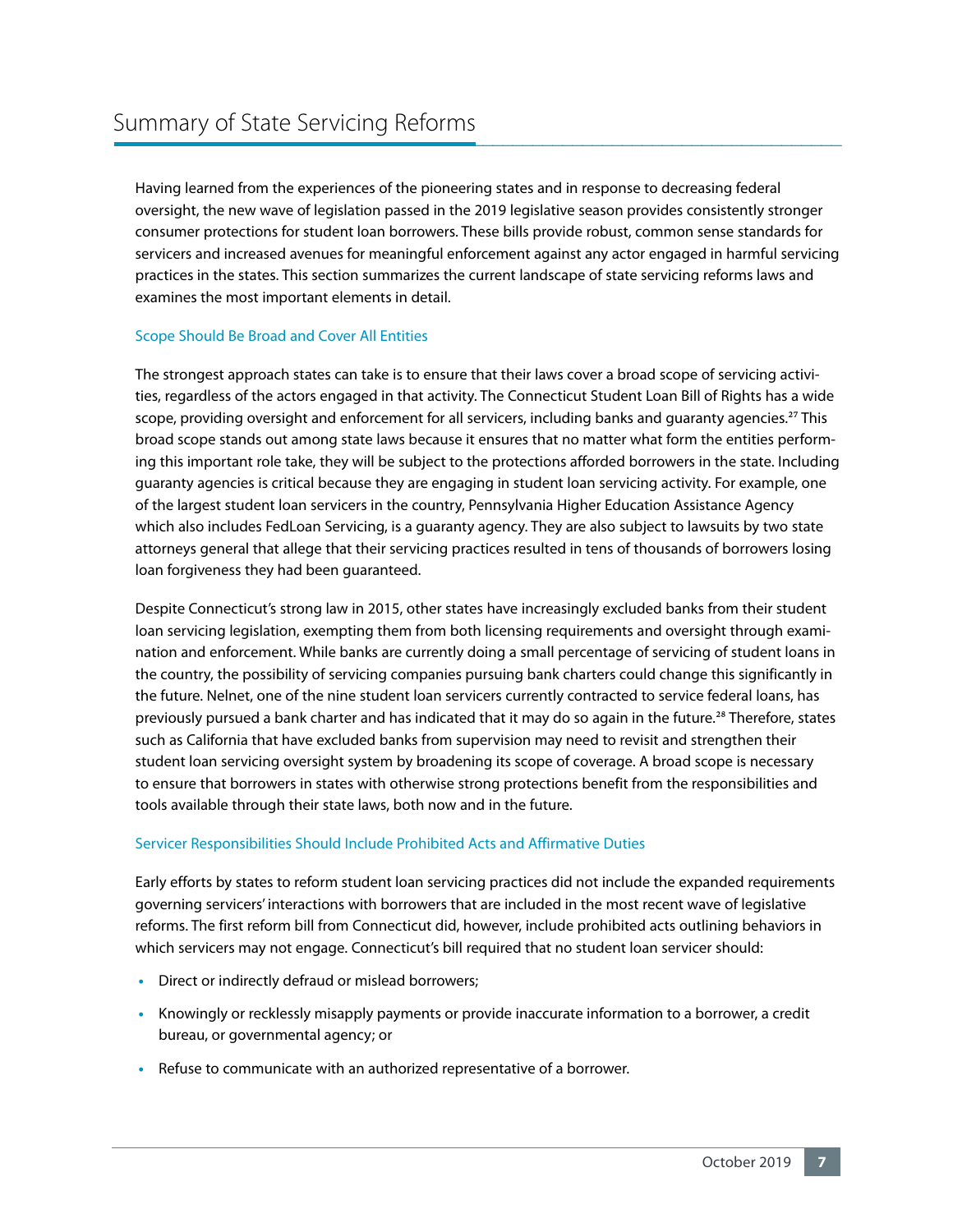# Summary of State Servicing Reforms

Having learned from the experiences of the pioneering states and in response to decreasing federal oversight, the new wave of legislation passed in the 2019 legislative season provides consistently stronger consumer protections for student loan borrowers. These bills provide robust, common sense standards for servicers and increased avenues for meaningful enforcement against any actor engaged in harmful servicing practices in the states. This section summarizes the current landscape of state servicing reforms laws and examines the most important elements in detail.

## Scope Should Be Broad and Cover All Entities

The strongest approach states can take is to ensure that their laws cover a broad scope of servicing activities, regardless of the actors engaged in that activity. The Connecticut Student Loan Bill of Rights has a wide scope, providing oversight and enforcement for all servicers, including banks and guaranty agencies.[27] This broad scope stands out among state laws because it ensures that no matter what form the entities performing this important role take, they will be subject to the protections afforded borrowers in the state. Including guaranty agencies is critical because they are engaging in student loan servicing activity. For example, one of the largest student loan servicers in the country, Pennsylvania Higher Education Assistance Agency which also includes FedLoan Servicing, is a guaranty agency. They are also subject to lawsuits by two state attorneys general that allege that their servicing practices resulted in tens of thousands of borrowers losing loan forgiveness they had been guaranteed.

Despite Connecticut's strong law in 2015, other states have increasingly excluded banks from their student loan servicing legislation, exempting them from both licensing requirements and oversight through examination and enforcement. While banks are currently doing a small percentage of servicing of student loans in the country, the possibility of servicing companies pursuing bank charters could change this significantly in the future. Nelnet, one of the nine student loan servicers currently contracted to service federal loans, has previously pursued a bank charter and has indicated that it may do so again in the future.[28] Therefore, states such as California that have excluded banks from supervision may need to revisit and strengthen their student loan servicing oversight system by broadening its scope of coverage. A broad scope is necessary to ensure that borrowers in states with otherwise strong protections benefit from the responsibilities and tools available through their state laws, both now and in the future.

## Servicer Responsibilities Should Include Prohibited Acts and Affirmative Duties

Early efforts by states to reform student loan servicing practices did not include the expanded requirements governing servicers' interactions with borrowers that are included in the most recent wave of legislative reforms. The first reform bill from Connecticut did, however, include prohibited acts outlining behaviors in which servicers may not engage. Connecticut's bill required that no student loan servicer should:

- Direct or indirectly defraud or mislead borrowers;
- Knowingly or recklessly misapply payments or provide inaccurate information to a borrower, a credit bureau, or governmental agency; or
- Refuse to communicate with an authorized representative of a borrower.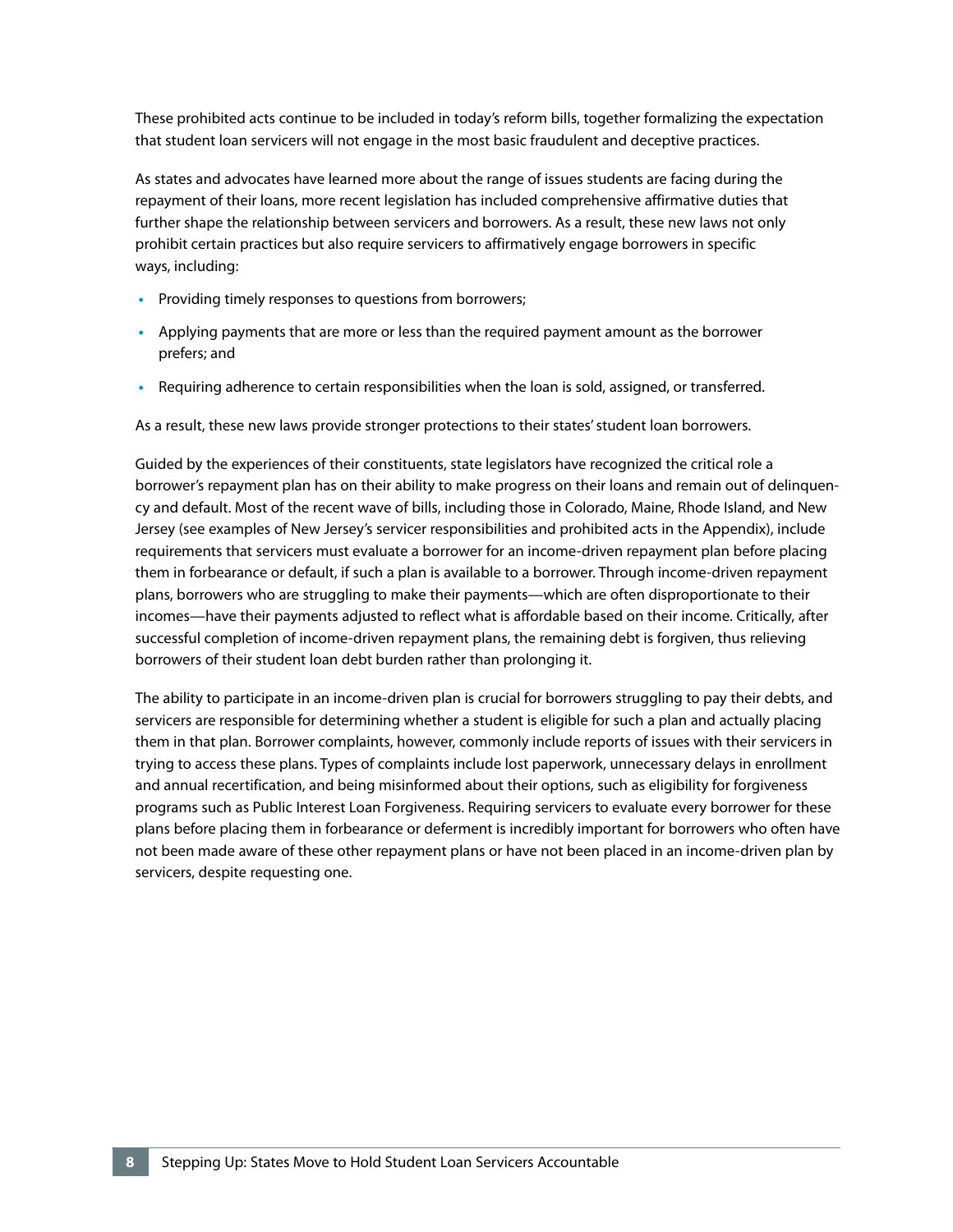These prohibited acts continue to be included in today's reform bills, together formalizing the expectation that student loan servicers will not engage in the most basic fraudulent and deceptive practices.

As states and advocates have learned more about the range of issues students are facing during the repayment of their loans, more recent legislation has included comprehensive affirmative duties that further shape the relationship between servicers and borrowers. As a result, these new laws not only prohibit certain practices but also require servicers to affirmatively engage borrowers in specific ways, including:

- Providing timely responses to questions from borrowers;
- Applying payments that are more or less than the required payment amount as the borrower prefers; and
- Requiring adherence to certain responsibilities when the loan is sold, assigned, or transferred.

As a result, these new laws provide stronger protections to their states' student loan borrowers.

Guided by the experiences of their constituents, state legislators have recognized the critical role a borrower's repayment plan has on their ability to make progress on their loans and remain out of delinquency and default. Most of the recent wave of bills, including those in Colorado, Maine, Rhode Island, and New Jersey (see examples of New Jersey's servicer responsibilities and prohibited acts in the Appendix), include requirements that servicers must evaluate a borrower for an income-driven repayment plan before placing them in forbearance or default, if such a plan is available to a borrower. Through income-driven repayment plans, borrowers who are struggling to make their payments—which are often disproportionate to their incomes—have their payments adjusted to reflect what is affordable based on their income. Critically, after successful completion of income-driven repayment plans, the remaining debt is forgiven, thus relieving borrowers of their student loan debt burden rather than prolonging it.

The ability to participate in an income-driven plan is crucial for borrowers struggling to pay their debts, and servicers are responsible for determining whether a student is eligible for such a plan and actually placing them in that plan. Borrower complaints, however, commonly include reports of issues with their servicers in trying to access these plans. Types of complaints include lost paperwork, unnecessary delays in enrollment and annual recertification, and being misinformed about their options, such as eligibility for forgiveness programs such as Public Interest Loan Forgiveness. Requiring servicers to evaluate every borrower for these plans before placing them in forbearance or deferment is incredibly important for borrowers who often have not been made aware of these other repayment plans or have not been placed in an income-driven plan by servicers, despite requesting one.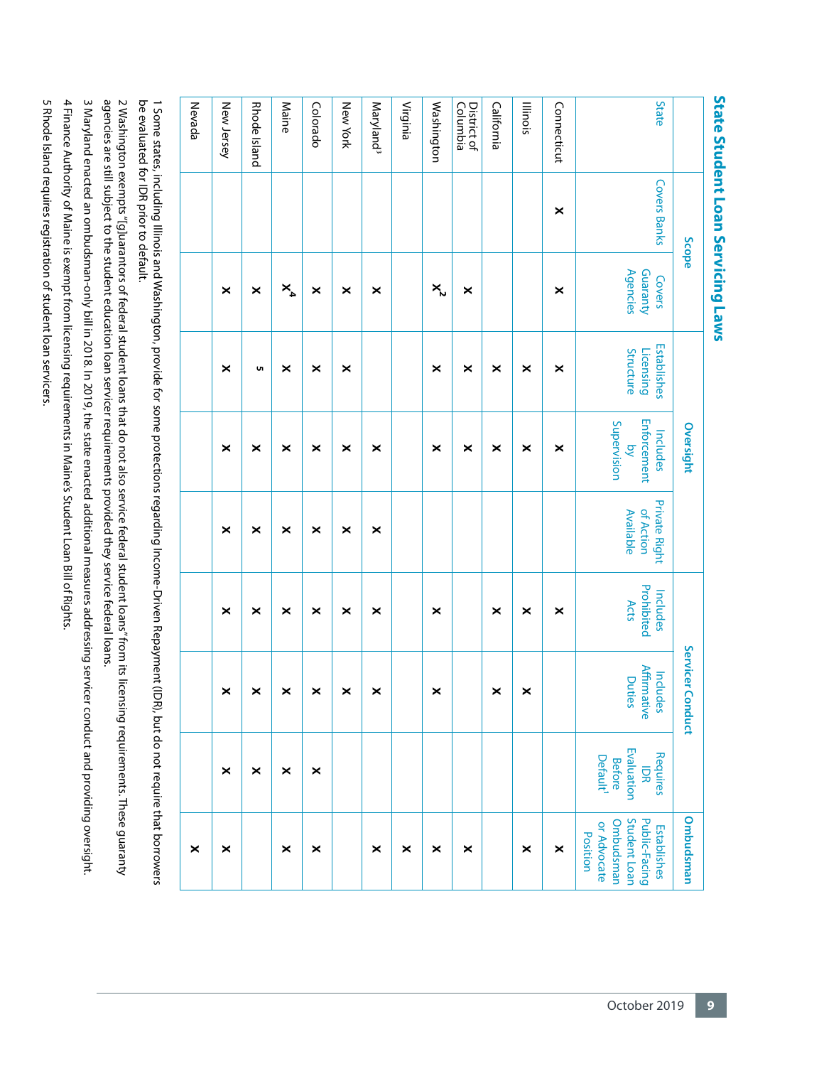## State Student Loan Servicing Laws

| State | Scope | | Oversight | | | Servicer Conduct | | | Ombudsman |
|---|---|---|---|---|---|---|---|---|---|
| | Covers Banks | Covers Guaranty Agencies | Establishes Licensing Structure | Includes Enforcement by Supervision | Private Right of Action Available | Includes Prohibited Acts | Includes Affirmative Duties | Requires IDR Evaluation Before Default[1] | Establishes Public-Facing Student Loan Ombudsman or Advocate Position |
| Connecticut | x | x | x | x | | x | | | x |
| Illinois | | | x | x | | x | x | | x |
| California | | | x | x | | x | x | | |
| District of Columbia | | x | x | x | | | | | x |
| Washington | | x[2] | x | x | | x | x | | x |
| Virginia | | | | | | | | | x |
| Maryland[3] | | x | | x | x | x | x | | x |
| New York | | x | x | x | x | x | x | | |
| Colorado | | x | x | x | x | x | x | x | x |
| Maine | | x[4] | x | x | x | x | x | x | x |
| Rhode Island | | x | 5 | x | x | x | x | x | |
| New Jersey | | x | x | x | x | x | x | x | x |
| Nevada | | | | | | | | | x |

1 Some states, including Illinois and Washington, provide for some protections regarding Income-Driven Repayment (IDR), but do not require that borrowers be evaluated for IDR prior to default.

2 Washington exempts "[g]uarantors of federal student loans that do not also service federal student loans" from its licensing requirements. These guaranty agencies are still subject to the student education loan servicer requirements provided they service federal loans.

3 Maryland enacted an ombudsman-only bill in 2018. In 2019, the state enacted additional measures addressing servicer conduct and providing oversight.

4 Finance Authority of Maine is exempt from licensing requirements in Maine's Student Loan Bill of Rights.

5 Rhode Island requires registration of student loan servicers.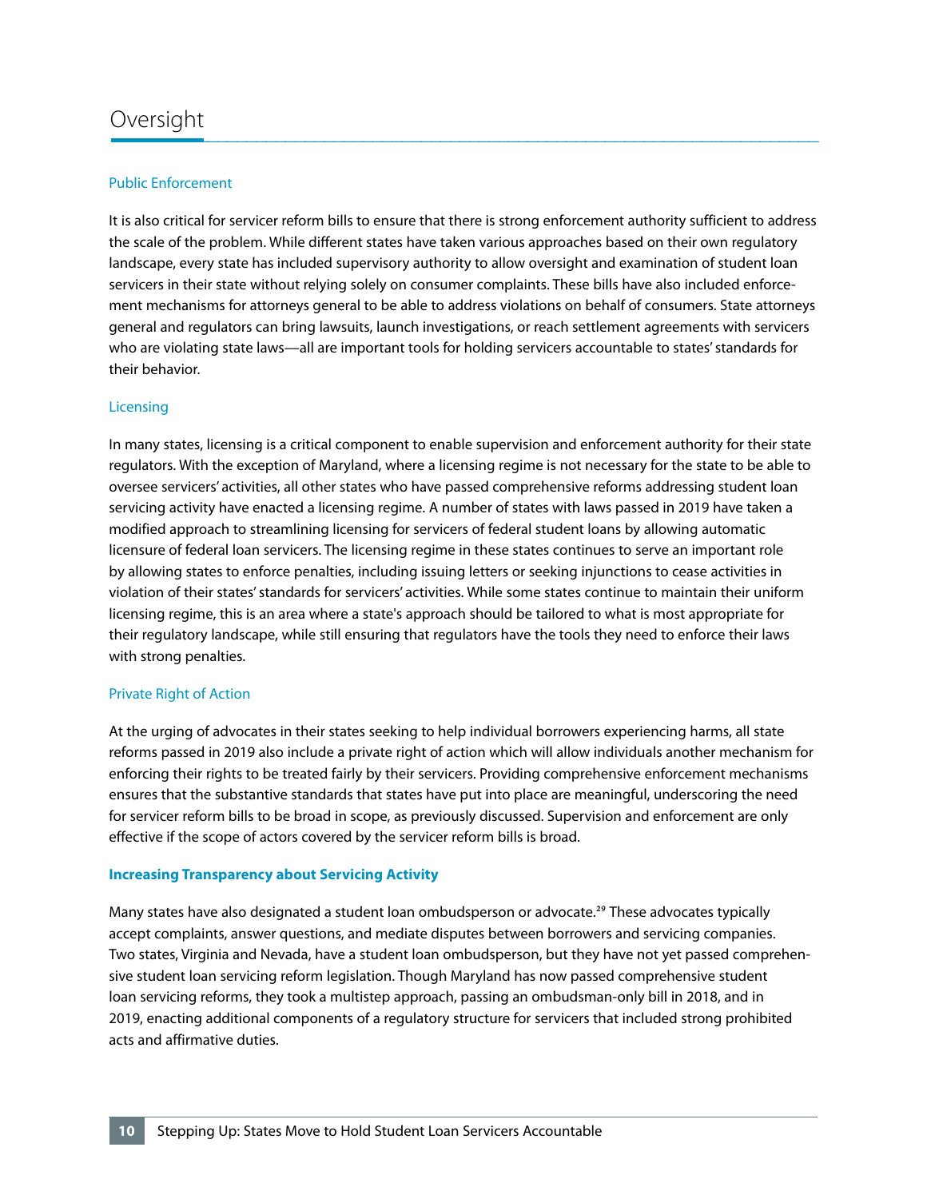# Oversight

### Public Enforcement

It is also critical for servicer reform bills to ensure that there is strong enforcement authority sufficient to address the scale of the problem. While different states have taken various approaches based on their own regulatory landscape, every state has included supervisory authority to allow oversight and examination of student loan servicers in their state without relying solely on consumer complaints. These bills have also included enforcement mechanisms for attorneys general to be able to address violations on behalf of consumers. State attorneys general and regulators can bring lawsuits, launch investigations, or reach settlement agreements with servicers who are violating state laws—all are important tools for holding servicers accountable to states' standards for their behavior.

### Licensing

In many states, licensing is a critical component to enable supervision and enforcement authority for their state regulators. With the exception of Maryland, where a licensing regime is not necessary for the state to be able to oversee servicers' activities, all other states who have passed comprehensive reforms addressing student loan servicing activity have enacted a licensing regime. A number of states with laws passed in 2019 have taken a modified approach to streamlining licensing for servicers of federal student loans by allowing automatic licensure of federal loan servicers. The licensing regime in these states continues to serve an important role by allowing states to enforce penalties, including issuing letters or seeking injunctions to cease activities in violation of their states' standards for servicers' activities. While some states continue to maintain their uniform licensing regime, this is an area where a state's approach should be tailored to what is most appropriate for their regulatory landscape, while still ensuring that regulators have the tools they need to enforce their laws with strong penalties.

### Private Right of Action

At the urging of advocates in their states seeking to help individual borrowers experiencing harms, all state reforms passed in 2019 also include a private right of action which will allow individuals another mechanism for enforcing their rights to be treated fairly by their servicers. Providing comprehensive enforcement mechanisms ensures that the substantive standards that states have put into place are meaningful, underscoring the need for servicer reform bills to be broad in scope, as previously discussed. Supervision and enforcement are only effective if the scope of actors covered by the servicer reform bills is broad.

### **Increasing Transparency about Servicing Activity**

Many states have also designated a student loan ombudsperson or advocate.[29] These advocates typically accept complaints, answer questions, and mediate disputes between borrowers and servicing companies. Two states, Virginia and Nevada, have a student loan ombudsperson, but they have not yet passed comprehensive student loan servicing reform legislation. Though Maryland has now passed comprehensive student loan servicing reforms, they took a multistep approach, passing an ombudsman-only bill in 2018, and in 2019, enacting additional components of a regulatory structure for servicers that included strong prohibited acts and affirmative duties.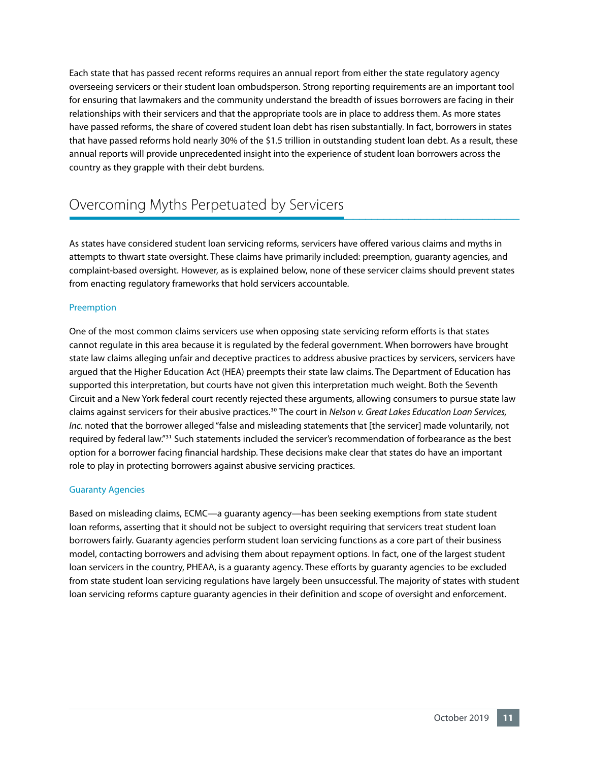Each state that has passed recent reforms requires an annual report from either the state regulatory agency overseeing servicers or their student loan ombudsperson. Strong reporting requirements are an important tool for ensuring that lawmakers and the community understand the breadth of issues borrowers are facing in their relationships with their servicers and that the appropriate tools are in place to address them. As more states have passed reforms, the share of covered student loan debt has risen substantially. In fact, borrowers in states that have passed reforms hold nearly 30% of the $1.5 trillion in outstanding student loan debt. As a result, these annual reports will provide unprecedented insight into the experience of student loan borrowers across the country as they grapple with their debt burdens.

## Overcoming Myths Perpetuated by Servicers

As states have considered student loan servicing reforms, servicers have offered various claims and myths in attempts to thwart state oversight. These claims have primarily included: preemption, guaranty agencies, and complaint-based oversight. However, as is explained below, none of these servicer claims should prevent states from enacting regulatory frameworks that hold servicers accountable.

### Preemption

One of the most common claims servicers use when opposing state servicing reform efforts is that states cannot regulate in this area because it is regulated by the federal government. When borrowers have brought state law claims alleging unfair and deceptive practices to address abusive practices by servicers, servicers have argued that the Higher Education Act (HEA) preempts their state law claims. The Department of Education has supported this interpretation, but courts have not given this interpretation much weight. Both the Seventh Circuit and a New York federal court recently rejected these arguments, allowing consumers to pursue state law claims against servicers for their abusive practices.[30] The court in *Nelson v. Great Lakes Education Loan Services, Inc.* noted that the borrower alleged "false and misleading statements that [the servicer] made voluntarily, not required by federal law."[31] Such statements included the servicer's recommendation of forbearance as the best option for a borrower facing financial hardship. These decisions make clear that states do have an important role to play in protecting borrowers against abusive servicing practices.

### Guaranty Agencies

Based on misleading claims, ECMC—a guaranty agency—has been seeking exemptions from state student loan reforms, asserting that it should not be subject to oversight requiring that servicers treat student loan borrowers fairly. Guaranty agencies perform student loan servicing functions as a core part of their business model, contacting borrowers and advising them about repayment options. In fact, one of the largest student loan servicers in the country, PHEAA, is a guaranty agency. These efforts by guaranty agencies to be excluded from state student loan servicing regulations have largely been unsuccessful. The majority of states with student loan servicing reforms capture guaranty agencies in their definition and scope of oversight and enforcement.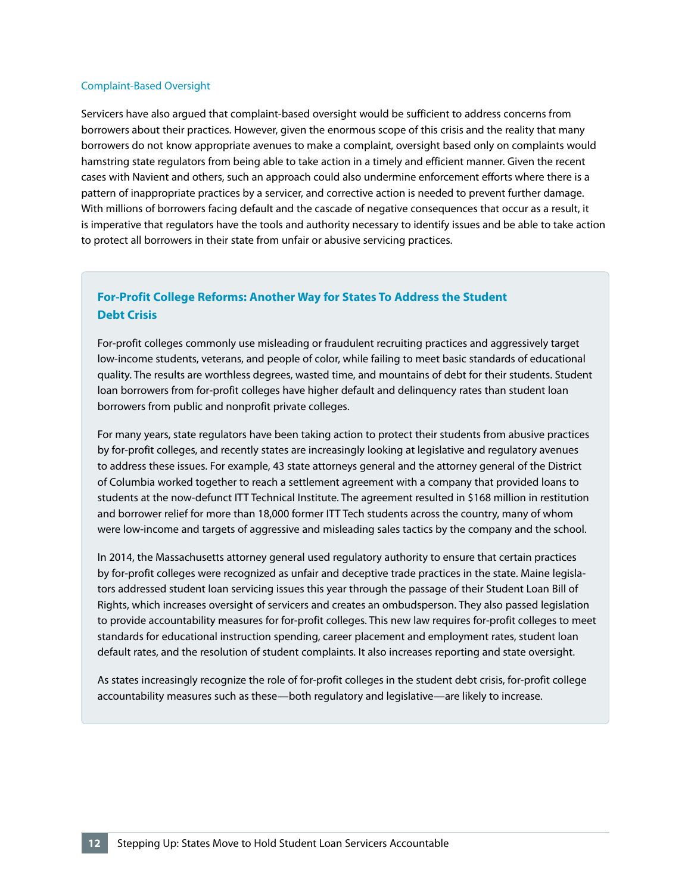### Complaint-Based Oversight

Servicers have also argued that complaint-based oversight would be sufficient to address concerns from borrowers about their practices. However, given the enormous scope of this crisis and the reality that many borrowers do not know appropriate avenues to make a complaint, oversight based only on complaints would hamstring state regulators from being able to take action in a timely and efficient manner. Given the recent cases with Navient and others, such an approach could also undermine enforcement efforts where there is a pattern of inappropriate practices by a servicer, and corrective action is needed to prevent further damage. With millions of borrowers facing default and the cascade of negative consequences that occur as a result, it is imperative that regulators have the tools and authority necessary to identify issues and be able to take action to protect all borrowers in their state from unfair or abusive servicing practices.

### For-Profit College Reforms: Another Way for States To Address the Student Debt Crisis

For-profit colleges commonly use misleading or fraudulent recruiting practices and aggressively target low-income students, veterans, and people of color, while failing to meet basic standards of educational quality. The results are worthless degrees, wasted time, and mountains of debt for their students. Student loan borrowers from for-profit colleges have higher default and delinquency rates than student loan borrowers from public and nonprofit private colleges.

For many years, state regulators have been taking action to protect their students from abusive practices by for-profit colleges, and recently states are increasingly looking at legislative and regulatory avenues to address these issues. For example, 43 state attorneys general and the attorney general of the District of Columbia worked together to reach a settlement agreement with a company that provided loans to students at the now-defunct ITT Technical Institute. The agreement resulted in $168 million in restitution and borrower relief for more than 18,000 former ITT Tech students across the country, many of whom were low-income and targets of aggressive and misleading sales tactics by the company and the school.

In 2014, the Massachusetts attorney general used regulatory authority to ensure that certain practices by for-profit colleges were recognized as unfair and deceptive trade practices in the state. Maine legislators addressed student loan servicing issues this year through the passage of their Student Loan Bill of Rights, which increases oversight of servicers and creates an ombudsperson. They also passed legislation to provide accountability measures for for-profit colleges. This new law requires for-profit colleges to meet standards for educational instruction spending, career placement and employment rates, student loan default rates, and the resolution of student complaints. It also increases reporting and state oversight.

As states increasingly recognize the role of for-profit colleges in the student debt crisis, for-profit college accountability measures such as these—both regulatory and legislative—are likely to increase.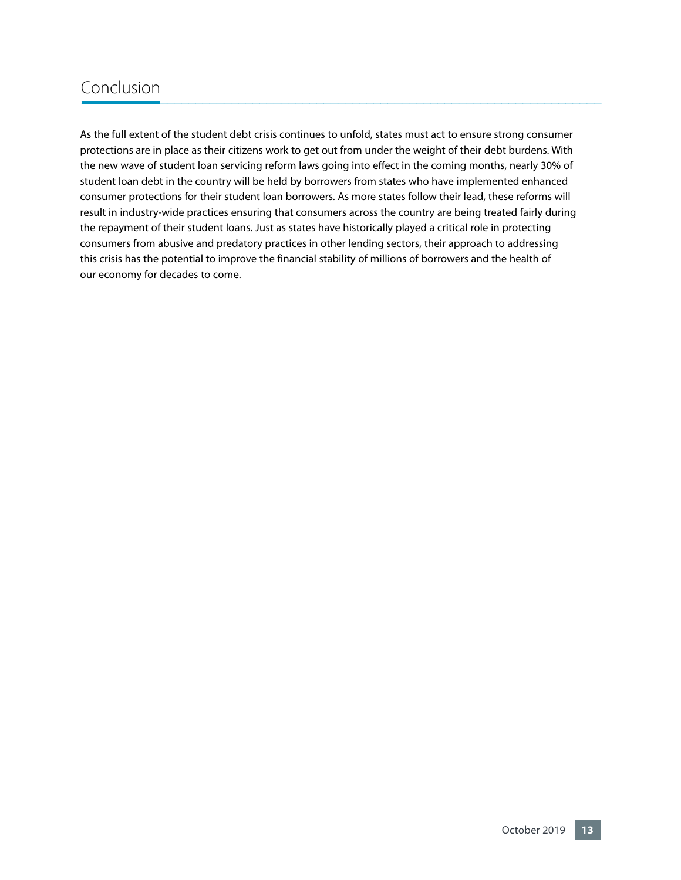## Conclusion

As the full extent of the student debt crisis continues to unfold, states must act to ensure strong consumer protections are in place as their citizens work to get out from under the weight of their debt burdens. With the new wave of student loan servicing reform laws going into effect in the coming months, nearly 30% of student loan debt in the country will be held by borrowers from states who have implemented enhanced consumer protections for their student loan borrowers. As more states follow their lead, these reforms will result in industry-wide practices ensuring that consumers across the country are being treated fairly during the repayment of their student loans. Just as states have historically played a critical role in protecting consumers from abusive and predatory practices in other lending sectors, their approach to addressing this crisis has the potential to improve the financial stability of millions of borrowers and the health of our economy for decades to come.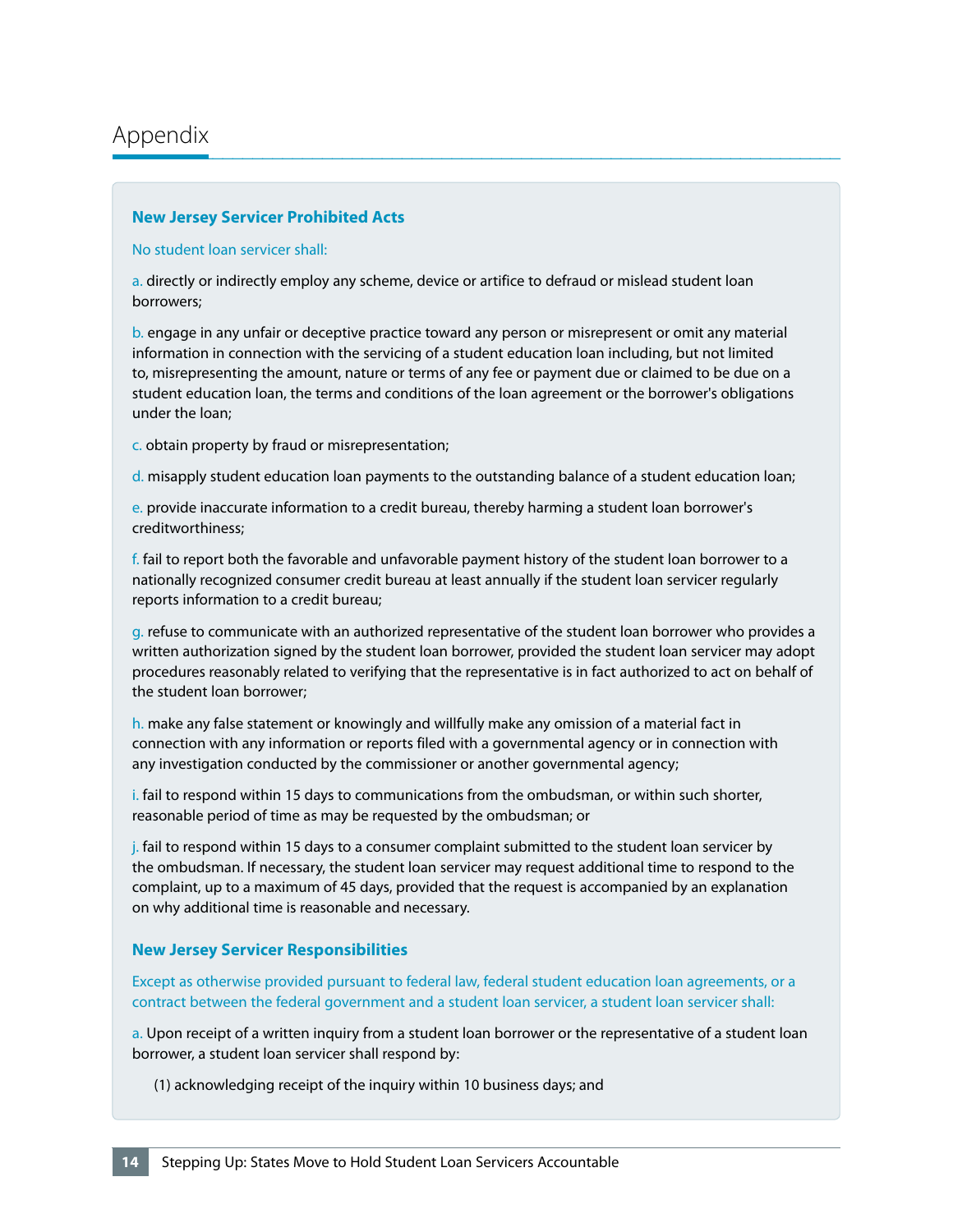# Appendix

### New Jersey Servicer Prohibited Acts

No student loan servicer shall:

a. directly or indirectly employ any scheme, device or artifice to defraud or mislead student loan borrowers;

b. engage in any unfair or deceptive practice toward any person or misrepresent or omit any material information in connection with the servicing of a student education loan including, but not limited to, misrepresenting the amount, nature or terms of any fee or payment due or claimed to be due on a student education loan, the terms and conditions of the loan agreement or the borrower's obligations under the loan;

c. obtain property by fraud or misrepresentation;

d. misapply student education loan payments to the outstanding balance of a student education loan;

e. provide inaccurate information to a credit bureau, thereby harming a student loan borrower's creditworthiness;

f. fail to report both the favorable and unfavorable payment history of the student loan borrower to a nationally recognized consumer credit bureau at least annually if the student loan servicer regularly reports information to a credit bureau;

g. refuse to communicate with an authorized representative of the student loan borrower who provides a written authorization signed by the student loan borrower, provided the student loan servicer may adopt procedures reasonably related to verifying that the representative is in fact authorized to act on behalf of the student loan borrower;

h. make any false statement or knowingly and willfully make any omission of a material fact in connection with any information or reports filed with a governmental agency or in connection with any investigation conducted by the commissioner or another governmental agency;

i. fail to respond within 15 days to communications from the ombudsman, or within such shorter, reasonable period of time as may be requested by the ombudsman; or

j. fail to respond within 15 days to a consumer complaint submitted to the student loan servicer by the ombudsman. If necessary, the student loan servicer may request additional time to respond to the complaint, up to a maximum of 45 days, provided that the request is accompanied by an explanation on why additional time is reasonable and necessary.

### New Jersey Servicer Responsibilities

Except as otherwise provided pursuant to federal law, federal student education loan agreements, or a contract between the federal government and a student loan servicer, a student loan servicer shall:

a. Upon receipt of a written inquiry from a student loan borrower or the representative of a student loan borrower, a student loan servicer shall respond by:

(1) acknowledging receipt of the inquiry within 10 business days; and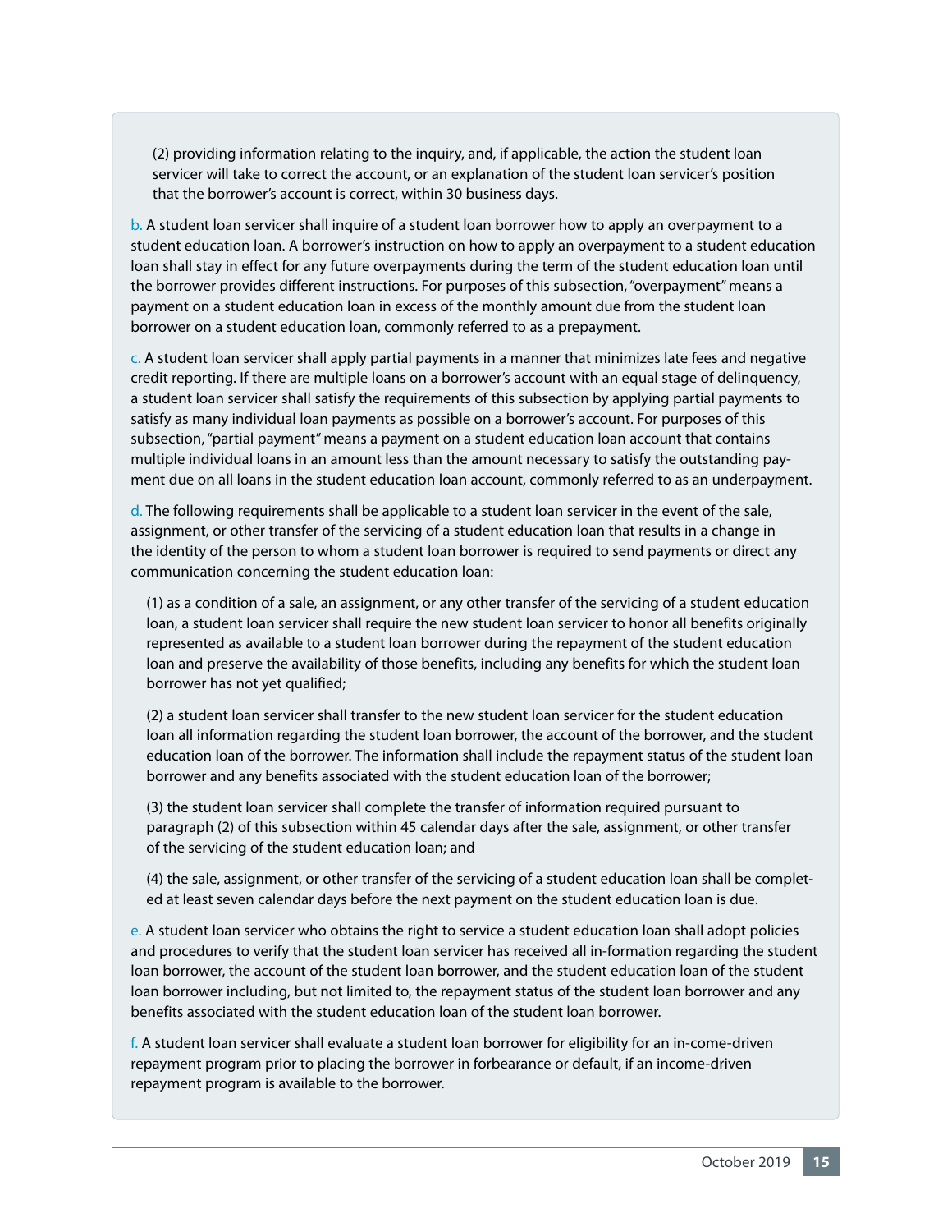(2) providing information relating to the inquiry, and, if applicable, the action the student loan servicer will take to correct the account, or an explanation of the student loan servicer's position that the borrower's account is correct, within 30 business days.

b. A student loan servicer shall inquire of a student loan borrower how to apply an overpayment to a student education loan. A borrower's instruction on how to apply an overpayment to a student education loan shall stay in effect for any future overpayments during the term of the student education loan until the borrower provides different instructions. For purposes of this subsection, "overpayment" means a payment on a student education loan in excess of the monthly amount due from the student loan borrower on a student education loan, commonly referred to as a prepayment.

c. A student loan servicer shall apply partial payments in a manner that minimizes late fees and negative credit reporting. If there are multiple loans on a borrower's account with an equal stage of delinquency, a student loan servicer shall satisfy the requirements of this subsection by applying partial payments to satisfy as many individual loan payments as possible on a borrower's account. For purposes of this subsection, "partial payment" means a payment on a student education loan account that contains multiple individual loans in an amount less than the amount necessary to satisfy the outstanding payment due on all loans in the student education loan account, commonly referred to as an underpayment.

d. The following requirements shall be applicable to a student loan servicer in the event of the sale, assignment, or other transfer of the servicing of a student education loan that results in a change in the identity of the person to whom a student loan borrower is required to send payments or direct any communication concerning the student education loan:

(1) as a condition of a sale, an assignment, or any other transfer of the servicing of a student education loan, a student loan servicer shall require the new student loan servicer to honor all benefits originally represented as available to a student loan borrower during the repayment of the student education loan and preserve the availability of those benefits, including any benefits for which the student loan borrower has not yet qualified;

(2) a student loan servicer shall transfer to the new student loan servicer for the student education loan all information regarding the student loan borrower, the account of the borrower, and the student education loan of the borrower. The information shall include the repayment status of the student loan borrower and any benefits associated with the student education loan of the borrower;

(3) the student loan servicer shall complete the transfer of information required pursuant to paragraph (2) of this subsection within 45 calendar days after the sale, assignment, or other transfer of the servicing of the student education loan; and

(4) the sale, assignment, or other transfer of the servicing of a student education loan shall be completed at least seven calendar days before the next payment on the student education loan is due.

e. A student loan servicer who obtains the right to service a student education loan shall adopt policies and procedures to verify that the student loan servicer has received all in-formation regarding the student loan borrower, the account of the student loan borrower, and the student education loan of the student loan borrower including, but not limited to, the repayment status of the student loan borrower and any benefits associated with the student education loan of the student loan borrower.

f. A student loan servicer shall evaluate a student loan borrower for eligibility for an in-come-driven repayment program prior to placing the borrower in forbearance or default, if an income-driven repayment program is available to the borrower.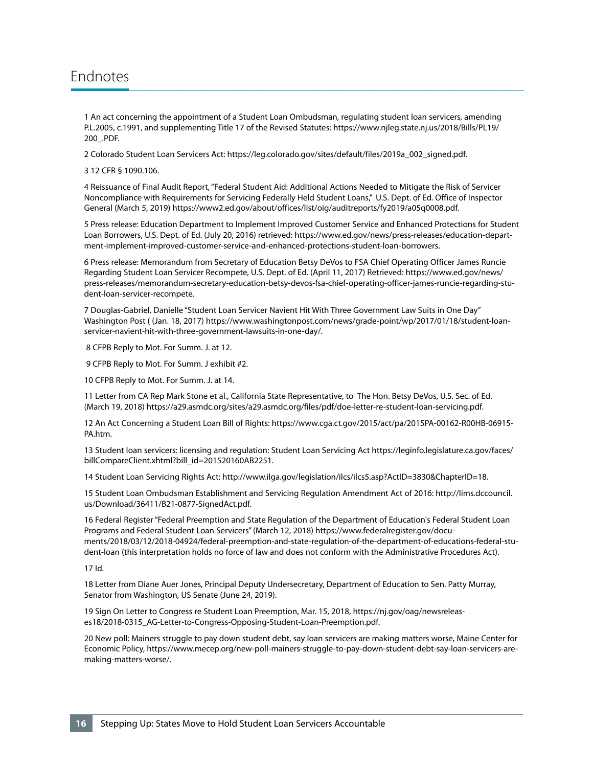# Endnotes

1 An act concerning the appointment of a Student Loan Ombudsman, regulating student loan servicers, amending P.L.2005, c.1991, and supplementing Title 17 of the Revised Statutes: https://www.njleg.state.nj.us/2018/Bills/PL19/200_.PDF.

2 Colorado Student Loan Servicers Act: https://leg.colorado.gov/sites/default/files/2019a_002_signed.pdf.

3 12 CFR § 1090.106.

4 Reissuance of Final Audit Report, "Federal Student Aid: Additional Actions Needed to Mitigate the Risk of Servicer Noncompliance with Requirements for Servicing Federally Held Student Loans," U.S. Dept. of Ed. Office of Inspector General (March 5, 2019) https://www2.ed.gov/about/offices/list/oig/auditreports/fy2019/a05q0008.pdf.

5 Press release: Education Department to Implement Improved Customer Service and Enhanced Protections for Student Loan Borrowers, U.S. Dept. of Ed. (July 20, 2016) retrieved: https://www.ed.gov/news/press-releases/education-department-implement-improved-customer-service-and-enhanced-protections-student-loan-borrowers.

6 Press release: Memorandum from Secretary of Education Betsy DeVos to FSA Chief Operating Officer James Runcie Regarding Student Loan Servicer Recompete, U.S. Dept. of Ed. (April 11, 2017) Retrieved: https://www.ed.gov/news/press-releases/memorandum-secretary-education-betsy-devos-fsa-chief-operating-officer-james-runcie-regarding-student-loan-servicer-recompete.

7 Douglas-Gabriel, Danielle "Student Loan Servicer Navient Hit With Three Government Law Suits in One Day" Washington Post ( (Jan. 18, 2017) https://www.washingtonpost.com/news/grade-point/wp/2017/01/18/student-loan-servicer-navient-hit-with-three-government-lawsuits-in-one-day/.

8 CFPB Reply to Mot. For Summ. J. at 12.

9 CFPB Reply to Mot. For Summ. J exhibit #2.

10 CFPB Reply to Mot. For Summ. J. at 14.

11 Letter from CA Rep Mark Stone et al., California State Representative, to The Hon. Betsy DeVos, U.S. Sec. of Ed. (March 19, 2018) https://a29.asmdc.org/sites/a29.asmdc.org/files/pdf/doe-letter-re-student-loan-servicing.pdf.

12 An Act Concerning a Student Loan Bill of Rights: https://www.cga.ct.gov/2015/act/pa/2015PA-00162-R00HB-06915-PA.htm.

13 Student loan servicers: licensing and regulation: Student Loan Servicing Act https://leginfo.legislature.ca.gov/faces/billCompareClient.xhtml?bill_id=201520160AB2251.

14 Student Loan Servicing Rights Act: http://www.ilga.gov/legislation/ilcs/ilcs5.asp?ActID=3830&ChapterID=18.

15 Student Loan Ombudsman Establishment and Servicing Regulation Amendment Act of 2016: http://lims.dccouncil.us/Download/36411/B21-0877-SignedAct.pdf.

16 Federal Register "Federal Preemption and State Regulation of the Department of Education's Federal Student Loan Programs and Federal Student Loan Servicers" (March 12, 2018) https://www.federalregister.gov/documents/2018/03/12/2018-04924/federal-preemption-and-state-regulation-of-the-department-of-educations-federal-student-loan (this interpretation holds no force of law and does not conform with the Administrative Procedures Act).

17 Id.

18 Letter from Diane Auer Jones, Principal Deputy Undersecretary, Department of Education to Sen. Patty Murray, Senator from Washington, US Senate (June 24, 2019).

19 Sign On Letter to Congress re Student Loan Preemption, Mar. 15, 2018, https://nj.gov/oag/newsreleases18/2018-0315_AG-Letter-to-Congress-Opposing-Student-Loan-Preemption.pdf.

20 New poll: Mainers struggle to pay down student debt, say loan servicers are making matters worse, Maine Center for Economic Policy, https://www.mecep.org/new-poll-mainers-struggle-to-pay-down-student-debt-say-loan-servicers-are-making-matters-worse/.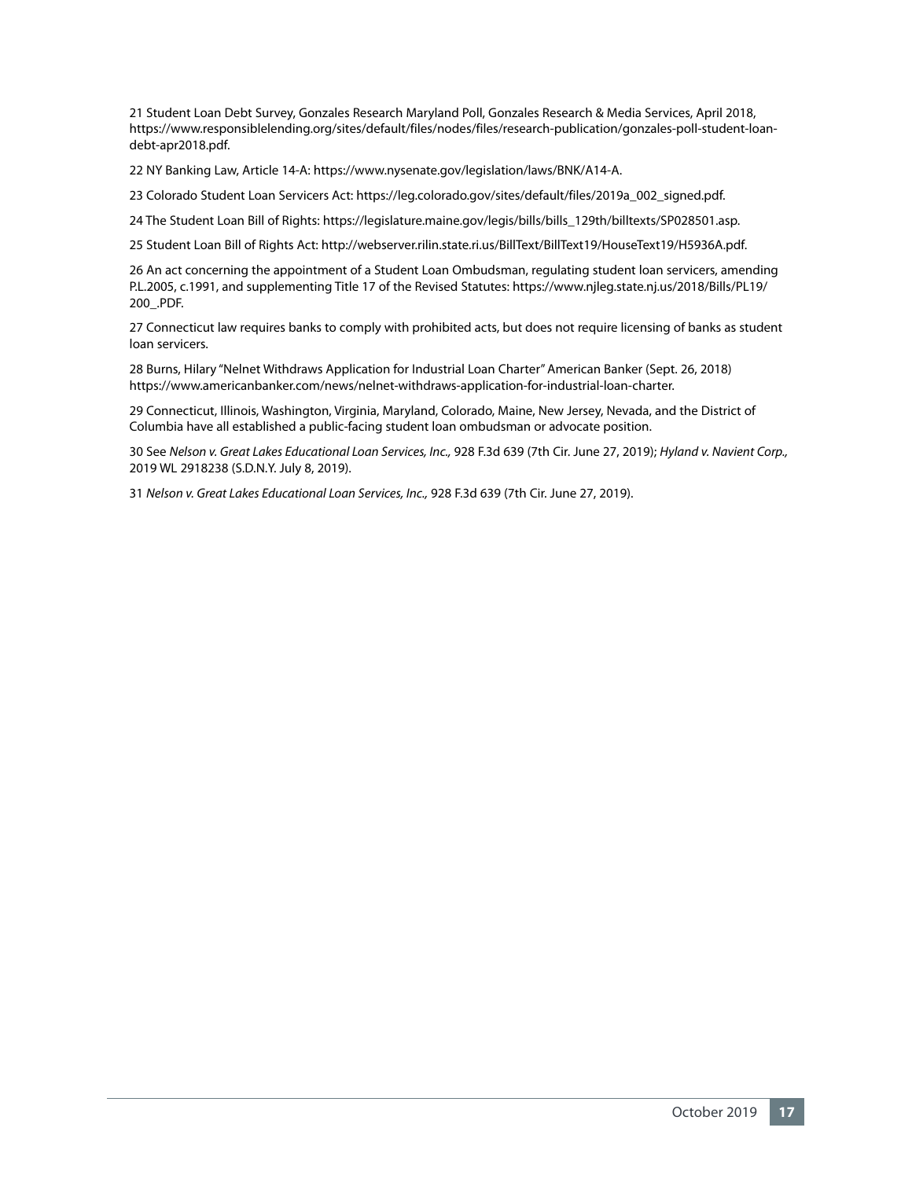21 Student Loan Debt Survey, Gonzales Research Maryland Poll, Gonzales Research & Media Services, April 2018, https://www.responsiblelending.org/sites/default/files/nodes/files/research-publication/gonzales-poll-student-loan-debt-apr2018.pdf.

22 NY Banking Law, Article 14-A: https://www.nysenate.gov/legislation/laws/BNK/A14-A.

23 Colorado Student Loan Servicers Act: https://leg.colorado.gov/sites/default/files/2019a_002_signed.pdf.

24 The Student Loan Bill of Rights: https://legislature.maine.gov/legis/bills/bills_129th/billtexts/SP028501.asp.

25 Student Loan Bill of Rights Act: http://webserver.rilin.state.ri.us/BillText/BillText19/HouseText19/H5936A.pdf.

26 An act concerning the appointment of a Student Loan Ombudsman, regulating student loan servicers, amending P.L.2005, c.1991, and supplementing Title 17 of the Revised Statutes: https://www.njleg.state.nj.us/2018/Bills/PL19/200_.PDF.

27 Connecticut law requires banks to comply with prohibited acts, but does not require licensing of banks as student loan servicers.

28 Burns, Hilary "Nelnet Withdraws Application for Industrial Loan Charter" American Banker (Sept. 26, 2018) https://www.americanbanker.com/news/nelnet-withdraws-application-for-industrial-loan-charter.

29 Connecticut, Illinois, Washington, Virginia, Maryland, Colorado, Maine, New Jersey, Nevada, and the District of Columbia have all established a public-facing student loan ombudsman or advocate position.

30 See *Nelson v. Great Lakes Educational Loan Services, Inc.,* 928 F.3d 639 (7th Cir. June 27, 2019); *Hyland v. Navient Corp.,* 2019 WL 2918238 (S.D.N.Y. July 8, 2019).

31 *Nelson v. Great Lakes Educational Loan Services, Inc.,* 928 F.3d 639 (7th Cir. June 27, 2019).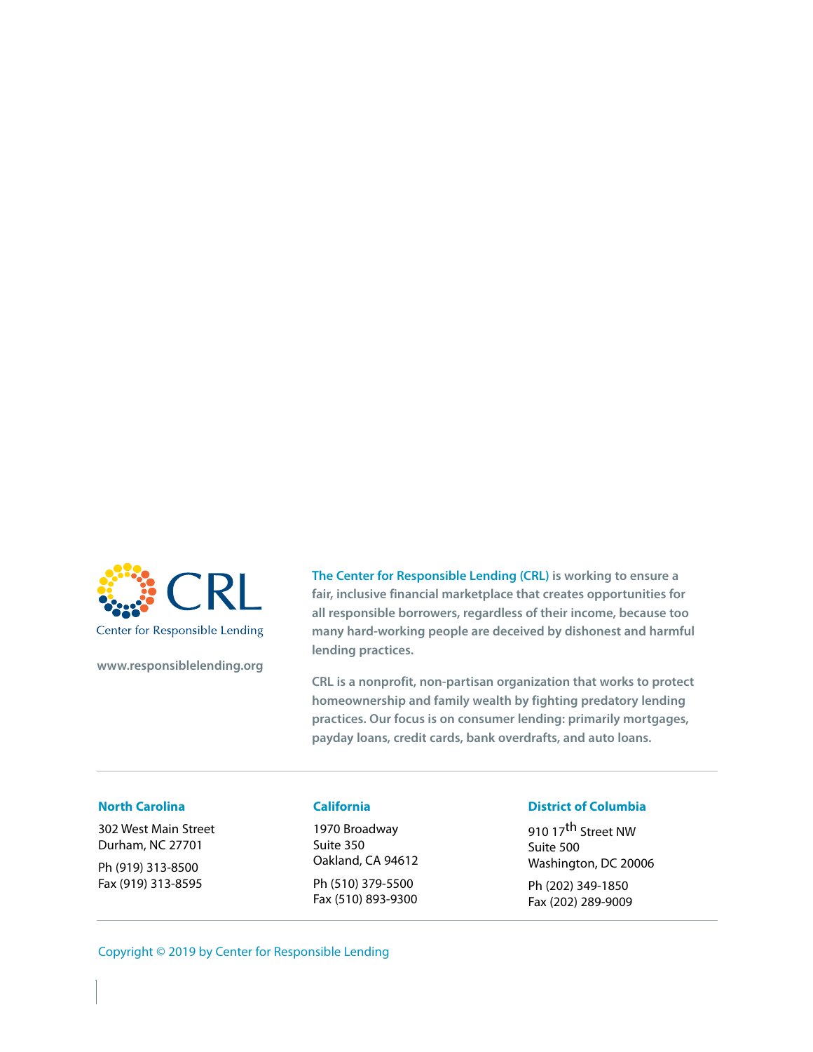CRL

Center for Responsible Lending

www.responsiblelending.org

**The Center for Responsible Lending (CRL) is working to ensure a fair, inclusive financial marketplace that creates opportunities for all responsible borrowers, regardless of their income, because too many hard-working people are deceived by dishonest and harmful lending practices.**

**CRL is a nonprofit, non-partisan organization that works to protect homeownership and family wealth by fighting predatory lending practices. Our focus is on consumer lending: primarily mortgages, payday loans, credit cards, bank overdrafts, and auto loans.**

**North Carolina**

302 West Main Street
Durham, NC 27701

Ph (919) 313-8500
Fax (919) 313-8595

**California**

1970 Broadway
Suite 350
Oakland, CA 94612

Ph (510) 379-5500
Fax (510) 893-9300

**District of Columbia**

910 17th Street NW
Suite 500
Washington, DC 20006

Ph (202) 349-1850
Fax (202) 289-9009

Copyright © 2019 by Center for Responsible Lending